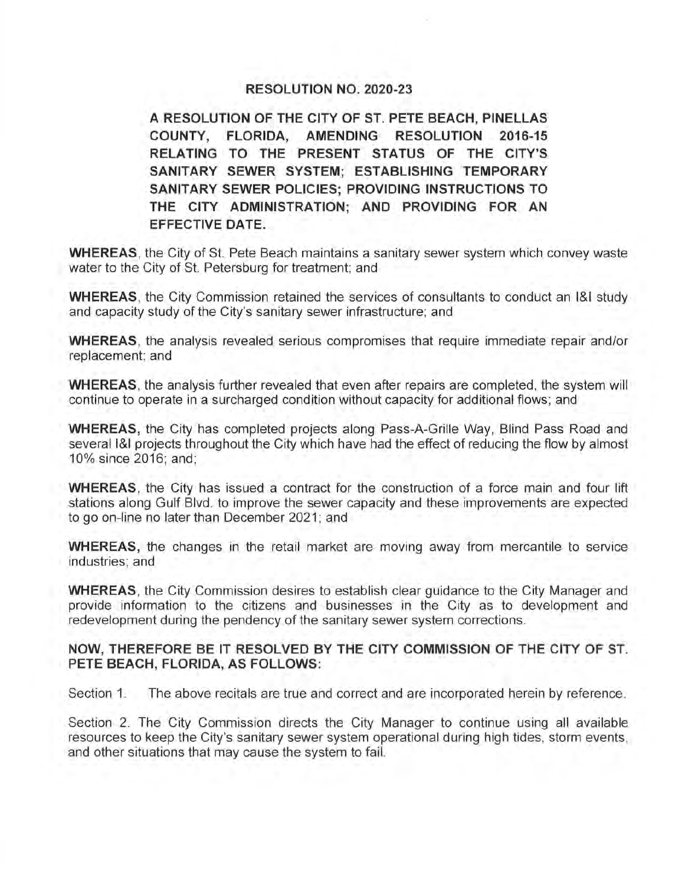# RESOLUTION NO. 2020-23

**A RESOLUTION OF THE CITY OF ST. PETE BEACH, PINELLAS COUNTY, FLORIDA, AMENDING RESOLUTION 2016-15 RELATING TO THE PRESENT STATUS OF THE CITY'S SANITARY SEWER SYSTEM; ESTABLISHING TEMPORARY SANITARY SEWER POLICIES; PROVIDING INSTRUCTIONS TO THE CITY ADMINISTRATION; AND PROVIDING FOR AN EFFECTIVE DATE.**

**WHEREAS**, the City of St. Pete Beach maintains a sanitary sewer system which convey waste water to the City of St. Petersburg for treatment; and

**WHEREAS**, the City Commission retained the services of consultants to conduct an I&I study and capacity study of the City's sanitary sewer infrastructure; and

**WHEREAS**, the analysis revealed serious compromises that require immediate repair and/or replacement; and

**WHEREAS**, the analysis further revealed that even after repairs are completed, the system will continue to operate in a surcharged condition without capacity for additional flows; and

**WHEREAS**, the City has completed projects along Pass-A-Grille Way, Blind Pass Road and several I&I projects throughout the City which have had the effect of reducing the flow by almost 10% since 2016; and;

**WHEREAS**, the City has issued a contract for the construction of a force main and four lift stations along Gulf Blvd. to improve the sewer capacity and these improvements are expected to go on-line no later than December 2021; and

**WHEREAS**, the changes in the retail market are moving away from mercantile to service industries; and

**WHEREAS**, the City Commission desires to establish clear guidance to the City Manager and provide information to the citizens and businesses in the City as to development and redevelopment during the pendency of the sanitary sewer system corrections.

**NOW, THEREFORE BE IT RESOLVED BY THE CITY COMMISSION OF THE CITY OF ST. PETE BEACH, FLORIDA, AS FOLLOWS:**

Section 1. The above recitals are true and correct and are incorporated herein by reference.

Section 2. The City Commission directs the City Manager to continue using all available resources to keep the City's sanitary sewer system operational during high tides, storm events, and other situations that may cause the system to fail.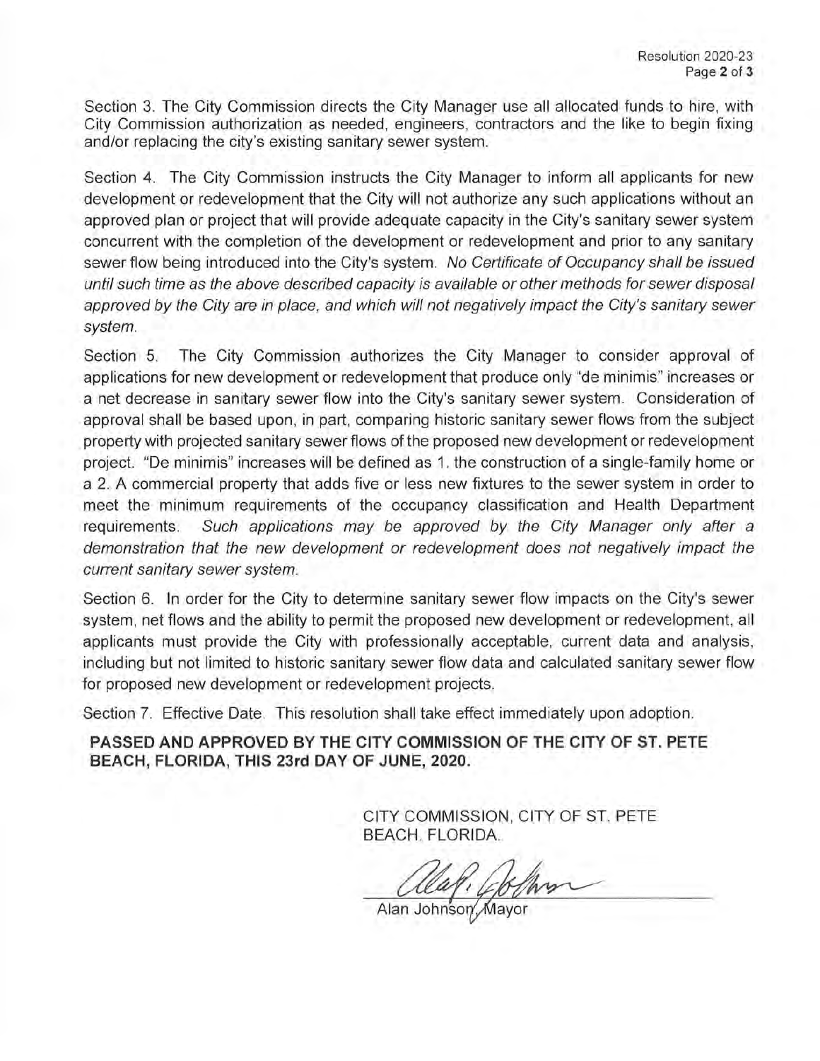Section 3. The City Commission directs the City Manager use all allocated funds to hire, with City Commission authorization as needed, engineers, contractors and the like to begin fixing and/or replacing the city's existing sanitary sewer system.

Section 4. The City Commission instructs the City Manager to inform all applicants for new development or redevelopment that the City will not authorize any such applications without an approved plan or project that will provide adequate capacity in the City's sanitary sewer system concurrent with the completion of the development or redevelopment and prior to any sanitary sewer flow being introduced into the City's system. *No Certificate of Occupancy shall be issued until such time as the above described capacity is available or other methods for sewer disposal approved by the City are in place, and which will not negatively impact the City's sanitary sewer system.*

Section 5. The City Commission authorizes the City Manager to consider approval of applications for new development or redevelopment that produce only "de minimis" increases or a net decrease in sanitary sewer flow into the City's sanitary sewer system. Consideration of approval shall be based upon, in part, comparing historic sanitary sewer flows from the subject property with projected sanitary sewer flows of the proposed new development or redevelopment project. "De minimis" increases will be defined as 1. the construction of a single-family home or a 2. A commercial property that adds five or less new fixtures to the sewer system in order to meet the minimum requirements of the occupancy classification and Health Department requirements. *Such applications may be approved by the City Manager only after a demonstration that the new development or redevelopment does not negatively impact the current sanitary sewer system.*

Section 6. In order for the City to determine sanitary sewer flow impacts on the City's sewer system, net flows and the ability to permit the proposed new development or redevelopment, all applicants must provide the City with professionally acceptable, current data and analysis, including but not limited to historic sanitary sewer flow data and calculated sanitary sewer flow for proposed new development or redevelopment projects.

Section 7. Effective Date. This resolution shall take effect immediately upon adoption.

**PASSED AND APPROVED BY THE CITY COMMISSION OF THE CITY OF ST. PETE BEACH, FLORIDA, THIS 23rd DAY OF JUNE, 2020.**

CITY COMMISSION, CITY OF ST. PETE BEACH, FLORIDA.

Alan Johnson, Mayor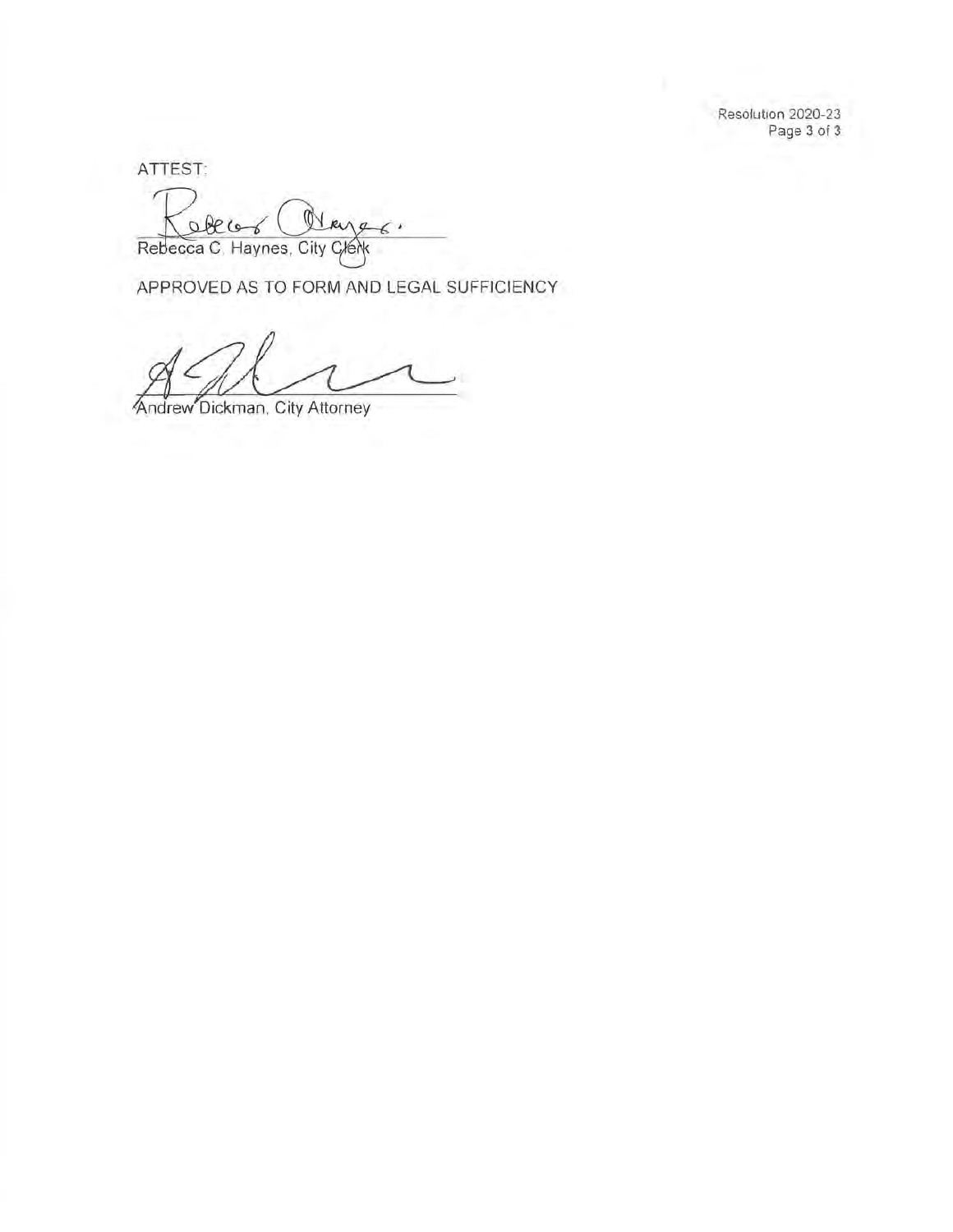ATTEST:

Rebecca C. Haynes, City Clerk

APPROVED AS TO FORM AND LEGAL SUFFICIENCY

Andrew Dickman, City Attorney